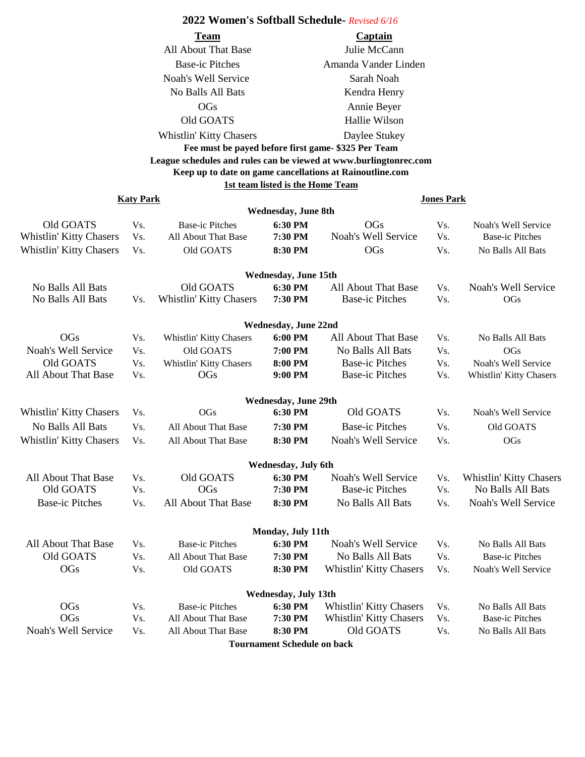# 2022 Women's Softball Schedule- *Revised 6/16*

| Team | Captain |
|---|---|
| All About That Base | Julie McCann |
| Base-ic Pitches | Amanda Vander Linden |
| Noah's Well Service | Sarah Noah |
| No Balls All Bats | Kendra Henry |
| OGs | Annie Beyer |
| Old GOATS | Hallie Wilson |
| Whistlin' Kitty Chasers | Daylee Stukey |

**Fee must be payed before first game- $325 Per Team**

**League schedules and rules can be viewed at www.burlingtonrec.com**

**Keep up to date on game cancellations at Rainoutline.com**

**1st team listed is the Home Team**

| Katy Park | | | | Jones Park | | |
|---|---|---|---|---|---|---|
| | | | **Wednesday, June 8th** | | | |
| Old GOATS | Vs. | Base-ic Pitches | **6:30 PM** | OGs | Vs. | Noah's Well Service |
| Whistlin' Kitty Chasers | Vs. | All About That Base | **7:30 PM** | Noah's Well Service | Vs. | Base-ic Pitches |
| Whistlin' Kitty Chasers | Vs. | Old GOATS | **8:30 PM** | OGs | Vs. | No Balls All Bats |
| | | | **Wednesday, June 15th** | | | |
| No Balls All Bats | | Old GOATS | **6:30 PM** | All About That Base | Vs. | Noah's Well Service |
| No Balls All Bats | Vs. | Whistlin' Kitty Chasers | **7:30 PM** | Base-ic Pitches | Vs. | OGs |
| | | | **Wednesday, June 22nd** | | | |
| OGs | Vs. | Whistlin' Kitty Chasers | **6:00 PM** | All About That Base | Vs. | No Balls All Bats |
| Noah's Well Service | Vs. | Old GOATS | **7:00 PM** | No Balls All Bats | Vs. | OGs |
| Old GOATS | Vs. | Whistlin' Kitty Chasers | **8:00 PM** | Base-ic Pitches | Vs. | Noah's Well Service |
| All About That Base | Vs. | OGs | **9:00 PM** | Base-ic Pitches | Vs. | Whistlin' Kitty Chasers |
| | | | **Wednesday, June 29th** | | | |
| Whistlin' Kitty Chasers | Vs. | OGs | **6:30 PM** | Old GOATS | Vs. | Noah's Well Service |
| No Balls All Bats | Vs. | All About That Base | **7:30 PM** | Base-ic Pitches | Vs. | Old GOATS |
| Whistlin' Kitty Chasers | Vs. | All About That Base | **8:30 PM** | Noah's Well Service | Vs. | OGs |
| | | | **Wednesday, July 6th** | | | |
| All About That Base | Vs. | Old GOATS | **6:30 PM** | Noah's Well Service | Vs. | Whistlin' Kitty Chasers |
| Old GOATS | Vs. | OGs | **7:30 PM** | Base-ic Pitches | Vs. | No Balls All Bats |
| Base-ic Pitches | Vs. | All About That Base | **8:30 PM** | No Balls All Bats | Vs. | Noah's Well Service |
| | | | **Monday, July 11th** | | | |
| All About That Base | Vs. | Base-ic Pitches | **6:30 PM** | Noah's Well Service | Vs. | No Balls All Bats |
| Old GOATS | Vs. | All About That Base | **7:30 PM** | No Balls All Bats | Vs. | Base-ic Pitches |
| OGs | Vs. | Old GOATS | **8:30 PM** | Whistlin' Kitty Chasers | Vs. | Noah's Well Service |
| | | | **Wednesday, July 13th** | | | |
| OGs | Vs. | Base-ic Pitches | **6:30 PM** | Whistlin' Kitty Chasers | Vs. | No Balls All Bats |
| OGs | Vs. | All About That Base | **7:30 PM** | Whistlin' Kitty Chasers | Vs. | Base-ic Pitches |
| Noah's Well Service | Vs. | All About That Base | **8:30 PM** | Old GOATS | Vs. | No Balls All Bats |

**Tournament Schedule on back**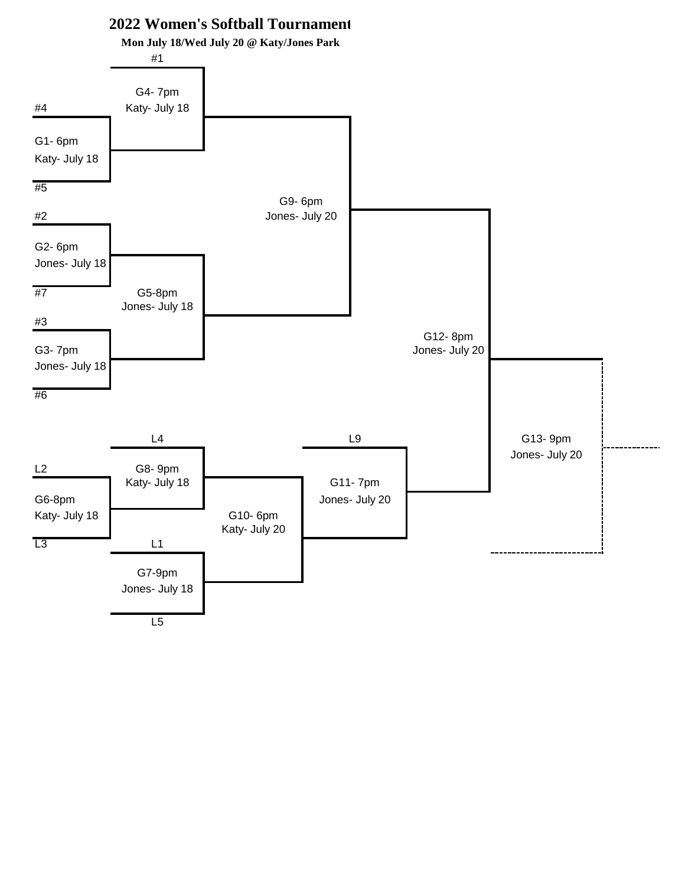# 2022 Women's Softball Tournament

**Mon July 18/Wed July 20 @ Katy/Jones Park**

#1

G4- 7pm
Katy- July 18

#4

G1- 6pm
Katy- July 18

#5

G9- 6pm
Jones- July 20

#2

G2- 6pm
Jones- July 18

#7

G5-8pm
Jones- July 18

#3

G12- 8pm
Jones- July 20

G3- 7pm
Jones- July 18

#6

L4

L9

G13- 9pm
Jones- July 20

L2

G8- 9pm
Katy- July 18

G11- 7pm
Jones- July 20

G6-8pm
Katy- July 18

G10- 6pm
Katy- July 20

L3

L1

G7-9pm
Jones- July 18

L5